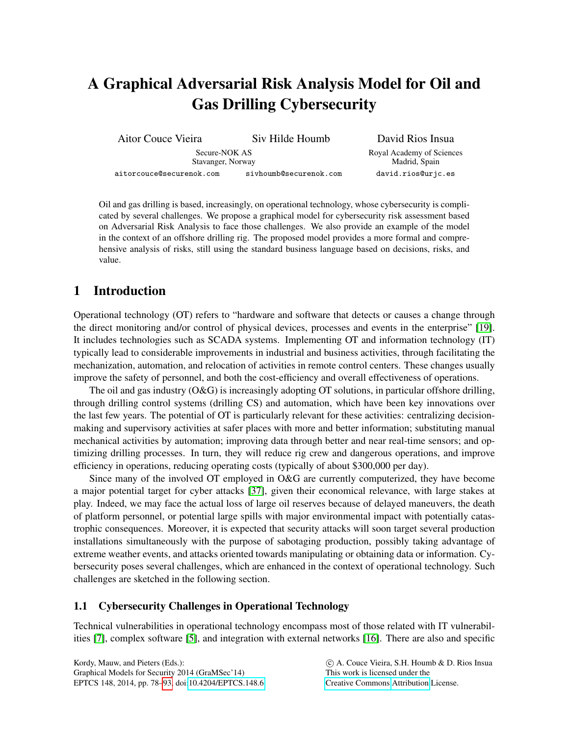# A Graphical Adversarial Risk Analysis Model for Oil and Gas Drilling Cybersecurity

Aitor Couce Vieira — Secure-NOK AS, Stavanger, Norway — aitorcouce@securenok.com

Siv Hilde Houmb — Secure-NOK AS, Stavanger, Norway — sivhoumb@securenok.com

David Rios Insua — Royal Academy of Sciences, Madrid, Spain — david.rios@urjc.es

Oil and gas drilling is based, increasingly, on operational technology, whose cybersecurity is complicated by several challenges. We propose a graphical model for cybersecurity risk assessment based on Adversarial Risk Analysis to face those challenges. We also provide an example of the model in the context of an offshore drilling rig. The proposed model provides a more formal and comprehensive analysis of risks, still using the standard business language based on decisions, risks, and value.

## 1 Introduction

Operational technology (OT) refers to "hardware and software that detects or causes a change through the direct monitoring and/or control of physical devices, processes and events in the enterprise" [19]. It includes technologies such as SCADA systems. Implementing OT and information technology (IT) typically lead to considerable improvements in industrial and business activities, through facilitating the mechanization, automation, and relocation of activities in remote control centers. These changes usually improve the safety of personnel, and both the cost-efficiency and overall effectiveness of operations.

The oil and gas industry (O&G) is increasingly adopting OT solutions, in particular offshore drilling, through drilling control systems (drilling CS) and automation, which have been key innovations over the last few years. The potential of OT is particularly relevant for these activities: centralizing decision-making and supervisory activities at safer places with more and better information; substituting manual mechanical activities by automation; improving data through better and near real-time sensors; and optimizing drilling processes. In turn, they will reduce rig crew and dangerous operations, and improve efficiency in operations, reducing operating costs (typically of about $300,000 per day).

Since many of the involved OT employed in O&G are currently computerized, they have become a major potential target for cyber attacks [37], given their economical relevance, with large stakes at play. Indeed, we may face the actual loss of large oil reserves because of delayed maneuvers, the death of platform personnel, or potential large spills with major environmental impact with potentially catastrophic consequences. Moreover, it is expected that security attacks will soon target several production installations simultaneously with the purpose of sabotaging production, possibly taking advantage of extreme weather events, and attacks oriented towards manipulating or obtaining data or information. Cybersecurity poses several challenges, which are enhanced in the context of operational technology. Such challenges are sketched in the following section.

### 1.1 Cybersecurity Challenges in Operational Technology

Technical vulnerabilities in operational technology encompass most of those related with IT vulnerabilities [7], complex software [5], and integration with external networks [16]. There are also and specific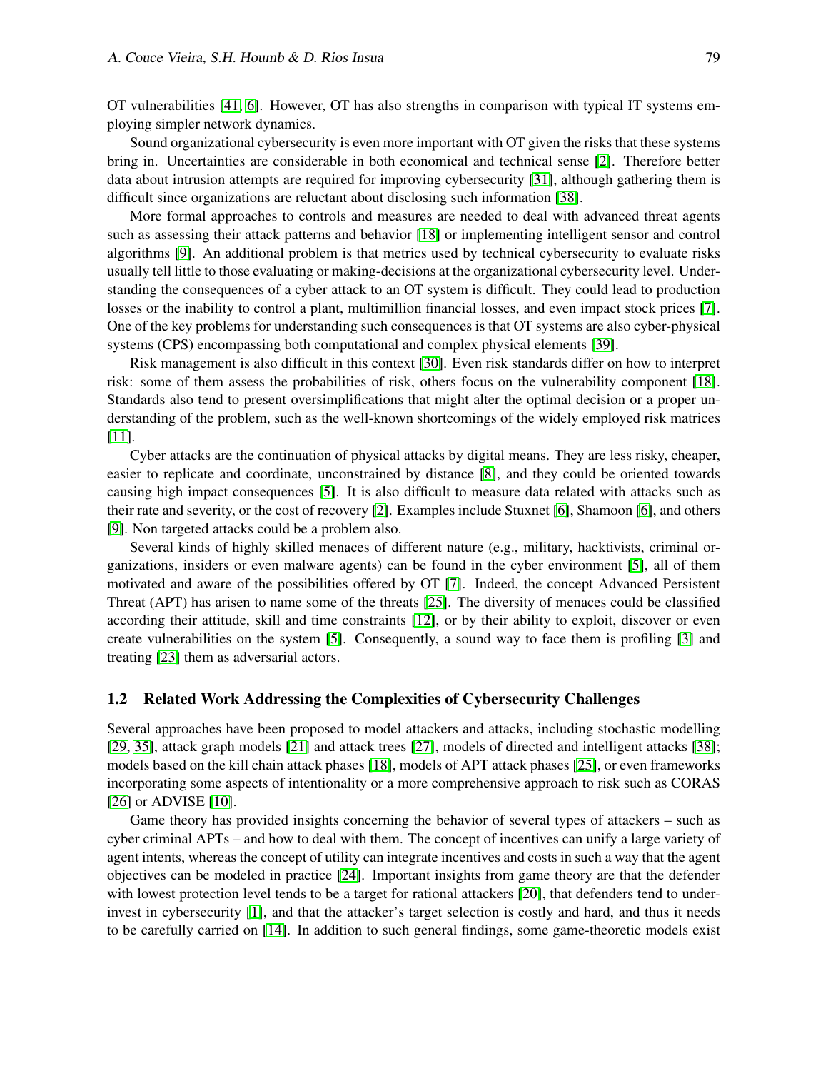OT vulnerabilities [41, 6]. However, OT has also strengths in comparison with typical IT systems employing simpler network dynamics.

Sound organizational cybersecurity is even more important with OT given the risks that these systems bring in. Uncertainties are considerable in both economical and technical sense [2]. Therefore better data about intrusion attempts are required for improving cybersecurity [31], although gathering them is difficult since organizations are reluctant about disclosing such information [38].

More formal approaches to controls and measures are needed to deal with advanced threat agents such as assessing their attack patterns and behavior [18] or implementing intelligent sensor and control algorithms [9]. An additional problem is that metrics used by technical cybersecurity to evaluate risks usually tell little to those evaluating or making-decisions at the organizational cybersecurity level. Understanding the consequences of a cyber attack to an OT system is difficult. They could lead to production losses or the inability to control a plant, multimillion financial losses, and even impact stock prices [7]. One of the key problems for understanding such consequences is that OT systems are also cyber-physical systems (CPS) encompassing both computational and complex physical elements [39].

Risk management is also difficult in this context [30]. Even risk standards differ on how to interpret risk: some of them assess the probabilities of risk, others focus on the vulnerability component [18]. Standards also tend to present oversimplifications that might alter the optimal decision or a proper understanding of the problem, such as the well-known shortcomings of the widely employed risk matrices [11].

Cyber attacks are the continuation of physical attacks by digital means. They are less risky, cheaper, easier to replicate and coordinate, unconstrained by distance [8], and they could be oriented towards causing high impact consequences [5]. It is also difficult to measure data related with attacks such as their rate and severity, or the cost of recovery [2]. Examples include Stuxnet [6], Shamoon [6], and others [9]. Non targeted attacks could be a problem also.

Several kinds of highly skilled menaces of different nature (e.g., military, hacktivists, criminal organizations, insiders or even malware agents) can be found in the cyber environment [5], all of them motivated and aware of the possibilities offered by OT [7]. Indeed, the concept Advanced Persistent Threat (APT) has arisen to name some of the threats [25]. The diversity of menaces could be classified according their attitude, skill and time constraints [12], or by their ability to exploit, discover or even create vulnerabilities on the system [5]. Consequently, a sound way to face them is profiling [3] and treating [23] them as adversarial actors.

### 1.2 Related Work Addressing the Complexities of Cybersecurity Challenges

Several approaches have been proposed to model attackers and attacks, including stochastic modelling [29, 35], attack graph models [21] and attack trees [27], models of directed and intelligent attacks [38]; models based on the kill chain attack phases [18], models of APT attack phases [25], or even frameworks incorporating some aspects of intentionality or a more comprehensive approach to risk such as CORAS [26] or ADVISE [10].

Game theory has provided insights concerning the behavior of several types of attackers – such as cyber criminal APTs – and how to deal with them. The concept of incentives can unify a large variety of agent intents, whereas the concept of utility can integrate incentives and costs in such a way that the agent objectives can be modeled in practice [24]. Important insights from game theory are that the defender with lowest protection level tends to be a target for rational attackers [20], that defenders tend to underinvest in cybersecurity [1], and that the attacker's target selection is costly and hard, and thus it needs to be carefully carried on [14]. In addition to such general findings, some game-theoretic models exist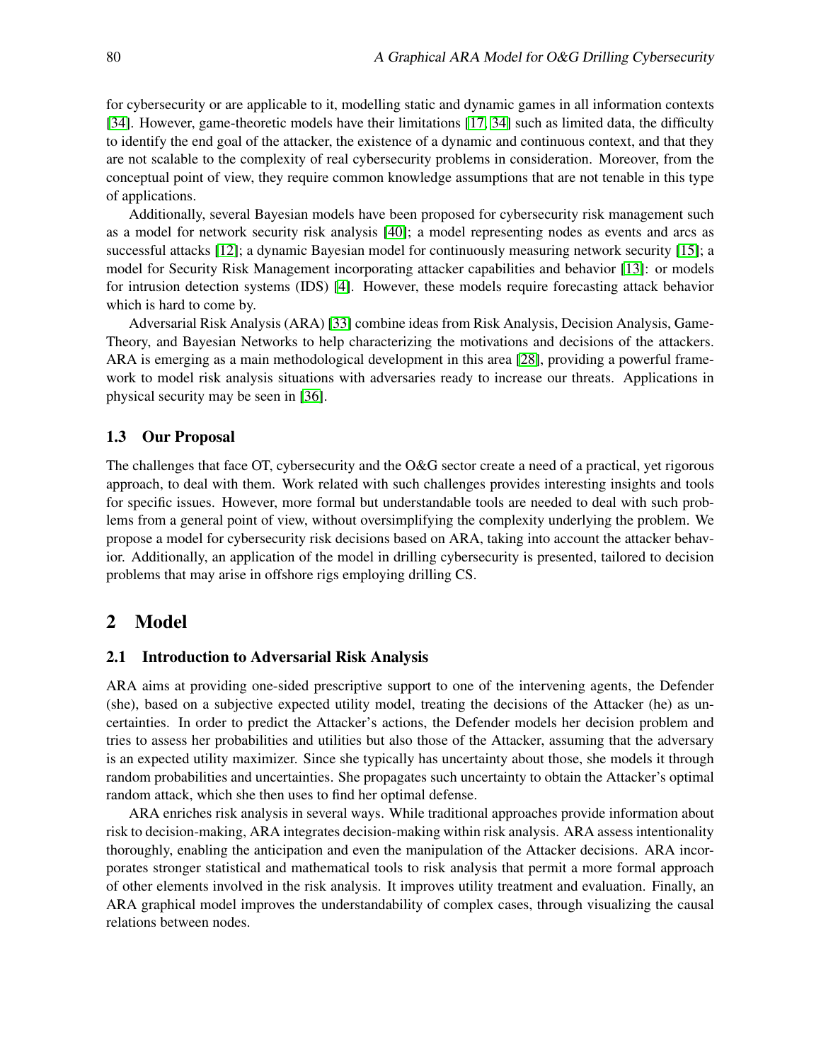for cybersecurity or are applicable to it, modelling static and dynamic games in all information contexts [34]. However, game-theoretic models have their limitations [17, 34] such as limited data, the difficulty to identify the end goal of the attacker, the existence of a dynamic and continuous context, and that they are not scalable to the complexity of real cybersecurity problems in consideration. Moreover, from the conceptual point of view, they require common knowledge assumptions that are not tenable in this type of applications.

Additionally, several Bayesian models have been proposed for cybersecurity risk management such as a model for network security risk analysis [40]; a model representing nodes as events and arcs as successful attacks [12]; a dynamic Bayesian model for continuously measuring network security [15]; a model for Security Risk Management incorporating attacker capabilities and behavior [13]: or models for intrusion detection systems (IDS) [4]. However, these models require forecasting attack behavior which is hard to come by.

Adversarial Risk Analysis (ARA) [33] combine ideas from Risk Analysis, Decision Analysis, Game-Theory, and Bayesian Networks to help characterizing the motivations and decisions of the attackers. ARA is emerging as a main methodological development in this area [28], providing a powerful framework to model risk analysis situations with adversaries ready to increase our threats. Applications in physical security may be seen in [36].

### 1.3 Our Proposal

The challenges that face OT, cybersecurity and the O&G sector create a need of a practical, yet rigorous approach, to deal with them. Work related with such challenges provides interesting insights and tools for specific issues. However, more formal but understandable tools are needed to deal with such problems from a general point of view, without oversimplifying the complexity underlying the problem. We propose a model for cybersecurity risk decisions based on ARA, taking into account the attacker behavior. Additionally, an application of the model in drilling cybersecurity is presented, tailored to decision problems that may arise in offshore rigs employing drilling CS.

## 2 Model

### 2.1 Introduction to Adversarial Risk Analysis

ARA aims at providing one-sided prescriptive support to one of the intervening agents, the Defender (she), based on a subjective expected utility model, treating the decisions of the Attacker (he) as uncertainties. In order to predict the Attacker's actions, the Defender models her decision problem and tries to assess her probabilities and utilities but also those of the Attacker, assuming that the adversary is an expected utility maximizer. Since she typically has uncertainty about those, she models it through random probabilities and uncertainties. She propagates such uncertainty to obtain the Attacker's optimal random attack, which she then uses to find her optimal defense.

ARA enriches risk analysis in several ways. While traditional approaches provide information about risk to decision-making, ARA integrates decision-making within risk analysis. ARA assess intentionality thoroughly, enabling the anticipation and even the manipulation of the Attacker decisions. ARA incorporates stronger statistical and mathematical tools to risk analysis that permit a more formal approach of other elements involved in the risk analysis. It improves utility treatment and evaluation. Finally, an ARA graphical model improves the understandability of complex cases, through visualizing the causal relations between nodes.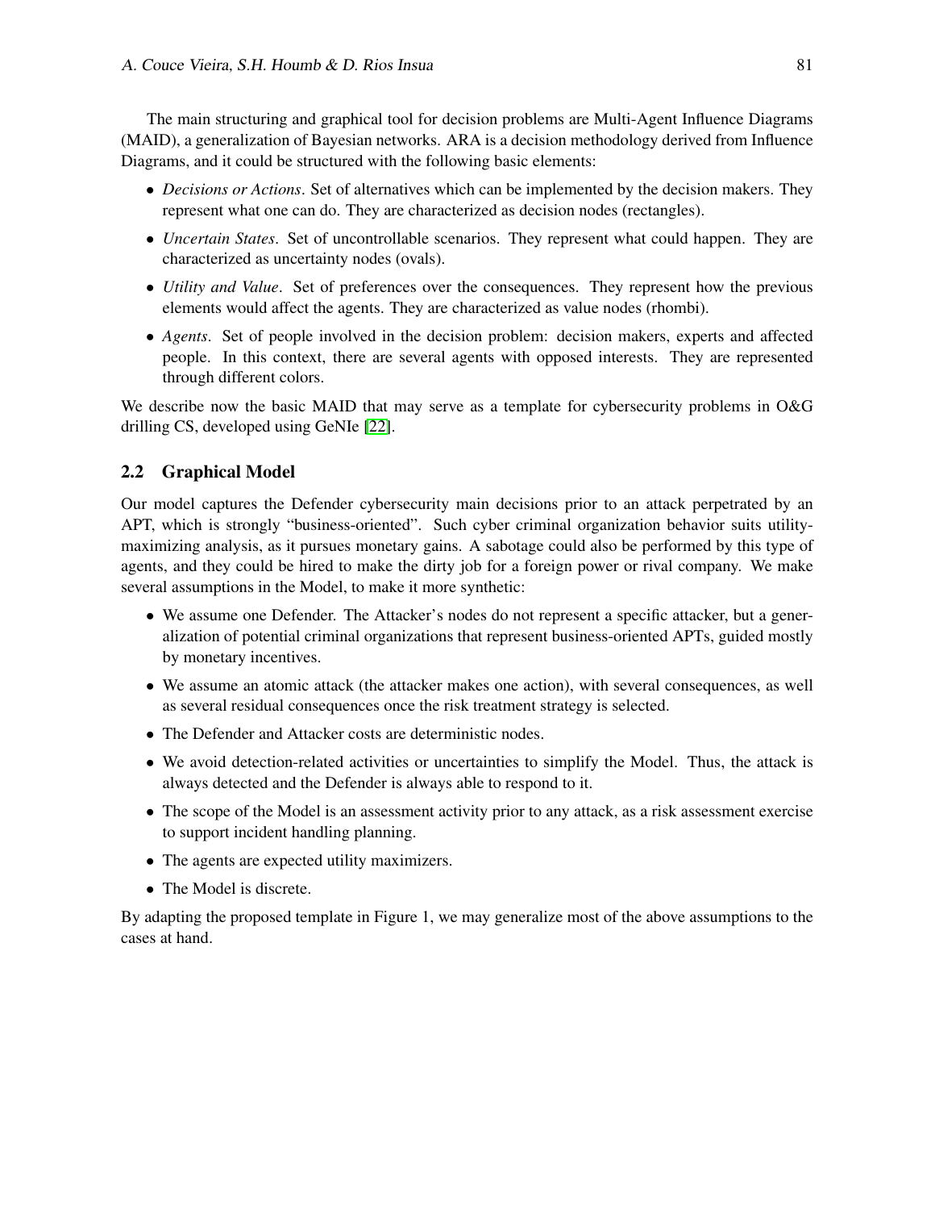The main structuring and graphical tool for decision problems are Multi-Agent Influence Diagrams (MAID), a generalization of Bayesian networks. ARA is a decision methodology derived from Influence Diagrams, and it could be structured with the following basic elements:

- *Decisions or Actions*. Set of alternatives which can be implemented by the decision makers. They represent what one can do. They are characterized as decision nodes (rectangles).
- *Uncertain States*. Set of uncontrollable scenarios. They represent what could happen. They are characterized as uncertainty nodes (ovals).
- *Utility and Value*. Set of preferences over the consequences. They represent how the previous elements would affect the agents. They are characterized as value nodes (rhombi).
- *Agents*. Set of people involved in the decision problem: decision makers, experts and affected people. In this context, there are several agents with opposed interests. They are represented through different colors.

We describe now the basic MAID that may serve as a template for cybersecurity problems in O&G drilling CS, developed using GeNIe [22].

## 2.2 Graphical Model

Our model captures the Defender cybersecurity main decisions prior to an attack perpetrated by an APT, which is strongly "business-oriented". Such cyber criminal organization behavior suits utility-maximizing analysis, as it pursues monetary gains. A sabotage could also be performed by this type of agents, and they could be hired to make the dirty job for a foreign power or rival company. We make several assumptions in the Model, to make it more synthetic:

- We assume one Defender. The Attacker's nodes do not represent a specific attacker, but a generalization of potential criminal organizations that represent business-oriented APTs, guided mostly by monetary incentives.
- We assume an atomic attack (the attacker makes one action), with several consequences, as well as several residual consequences once the risk treatment strategy is selected.
- The Defender and Attacker costs are deterministic nodes.
- We avoid detection-related activities or uncertainties to simplify the Model. Thus, the attack is always detected and the Defender is always able to respond to it.
- The scope of the Model is an assessment activity prior to any attack, as a risk assessment exercise to support incident handling planning.
- The agents are expected utility maximizers.
- The Model is discrete.

By adapting the proposed template in Figure 1, we may generalize most of the above assumptions to the cases at hand.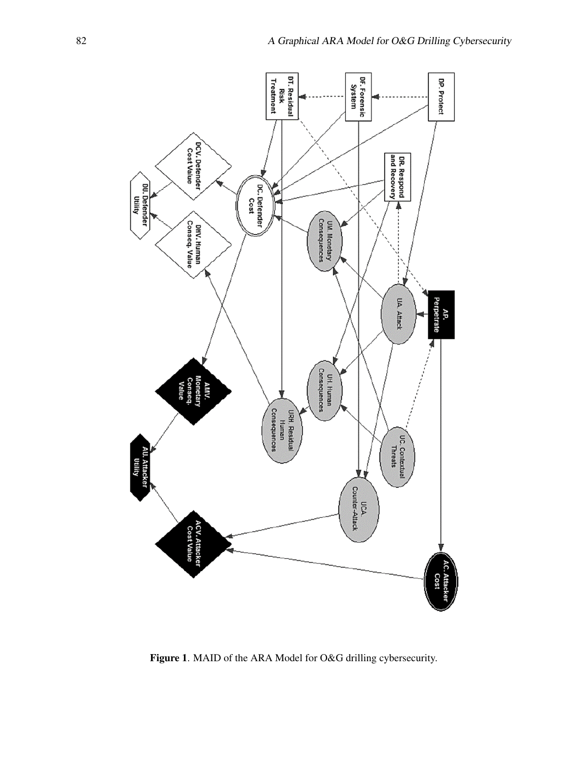**Figure 1**. MAID of the ARA Model for O&G drilling cybersecurity.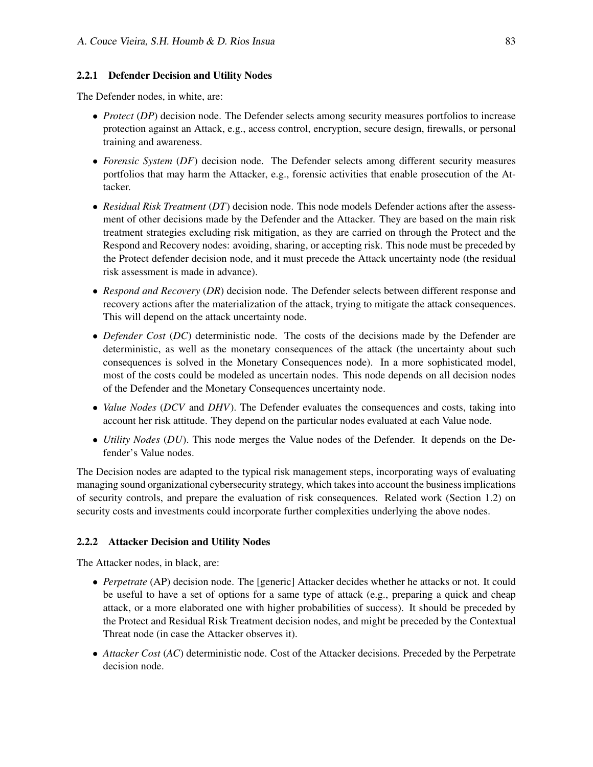### 2.2.1 Defender Decision and Utility Nodes

The Defender nodes, in white, are:

- *Protect* (*DP*) decision node. The Defender selects among security measures portfolios to increase protection against an Attack, e.g., access control, encryption, secure design, firewalls, or personal training and awareness.
- *Forensic System* (*DF*) decision node. The Defender selects among different security measures portfolios that may harm the Attacker, e.g., forensic activities that enable prosecution of the Attacker.
- *Residual Risk Treatment* (*DT*) decision node. This node models Defender actions after the assessment of other decisions made by the Defender and the Attacker. They are based on the main risk treatment strategies excluding risk mitigation, as they are carried on through the Protect and the Respond and Recovery nodes: avoiding, sharing, or accepting risk. This node must be preceded by the Protect defender decision node, and it must precede the Attack uncertainty node (the residual risk assessment is made in advance).
- *Respond and Recovery* (*DR*) decision node. The Defender selects between different response and recovery actions after the materialization of the attack, trying to mitigate the attack consequences. This will depend on the attack uncertainty node.
- *Defender Cost* (*DC*) deterministic node. The costs of the decisions made by the Defender are deterministic, as well as the monetary consequences of the attack (the uncertainty about such consequences is solved in the Monetary Consequences node). In a more sophisticated model, most of the costs could be modeled as uncertain nodes. This node depends on all decision nodes of the Defender and the Monetary Consequences uncertainty node.
- *Value Nodes* (*DCV* and *DHV*). The Defender evaluates the consequences and costs, taking into account her risk attitude. They depend on the particular nodes evaluated at each Value node.
- *Utility Nodes* (*DU*). This node merges the Value nodes of the Defender. It depends on the Defender's Value nodes.

The Decision nodes are adapted to the typical risk management steps, incorporating ways of evaluating managing sound organizational cybersecurity strategy, which takes into account the business implications of security controls, and prepare the evaluation of risk consequences. Related work (Section 1.2) on security costs and investments could incorporate further complexities underlying the above nodes.

### 2.2.2 Attacker Decision and Utility Nodes

The Attacker nodes, in black, are:

- *Perpetrate* (AP) decision node. The [generic] Attacker decides whether he attacks or not. It could be useful to have a set of options for a same type of attack (e.g., preparing a quick and cheap attack, or a more elaborated one with higher probabilities of success). It should be preceded by the Protect and Residual Risk Treatment decision nodes, and might be preceded by the Contextual Threat node (in case the Attacker observes it).
- *Attacker Cost* (*AC*) deterministic node. Cost of the Attacker decisions. Preceded by the Perpetrate decision node.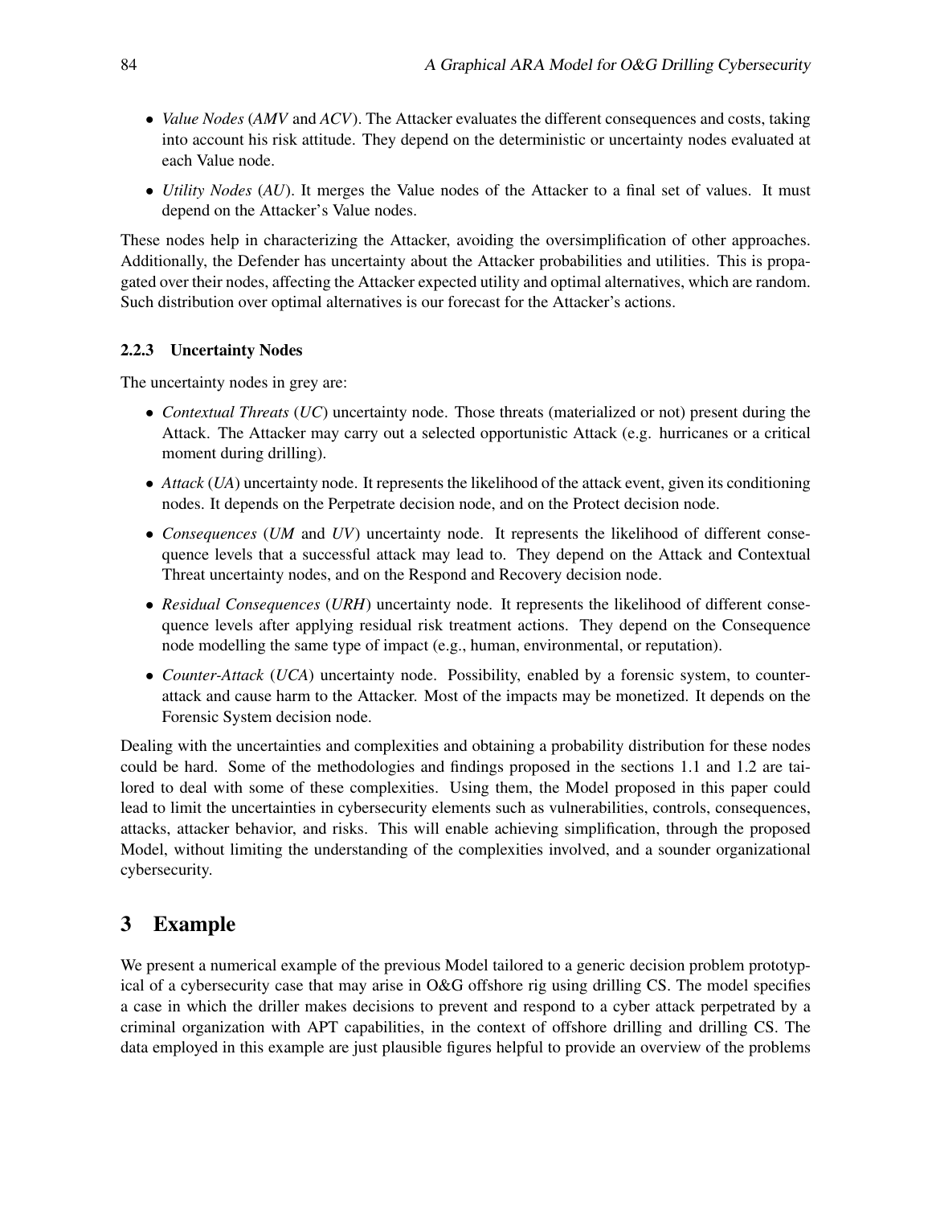- *Value Nodes* (*AMV* and *ACV*). The Attacker evaluates the different consequences and costs, taking into account his risk attitude. They depend on the deterministic or uncertainty nodes evaluated at each Value node.
- *Utility Nodes* (*AU*). It merges the Value nodes of the Attacker to a final set of values. It must depend on the Attacker's Value nodes.

These nodes help in characterizing the Attacker, avoiding the oversimplification of other approaches. Additionally, the Defender has uncertainty about the Attacker probabilities and utilities. This is propagated over their nodes, affecting the Attacker expected utility and optimal alternatives, which are random. Such distribution over optimal alternatives is our forecast for the Attacker's actions.

### 2.2.3 Uncertainty Nodes

The uncertainty nodes in grey are:

- *Contextual Threats* (*UC*) uncertainty node. Those threats (materialized or not) present during the Attack. The Attacker may carry out a selected opportunistic Attack (e.g. hurricanes or a critical moment during drilling).
- *Attack* (*UA*) uncertainty node. It represents the likelihood of the attack event, given its conditioning nodes. It depends on the Perpetrate decision node, and on the Protect decision node.
- *Consequences* (*UM* and *UV*) uncertainty node. It represents the likelihood of different consequence levels that a successful attack may lead to. They depend on the Attack and Contextual Threat uncertainty nodes, and on the Respond and Recovery decision node.
- *Residual Consequences* (*URH*) uncertainty node. It represents the likelihood of different consequence levels after applying residual risk treatment actions. They depend on the Consequence node modelling the same type of impact (e.g., human, environmental, or reputation).
- *Counter-Attack* (*UCA*) uncertainty node. Possibility, enabled by a forensic system, to counter-attack and cause harm to the Attacker. Most of the impacts may be monetized. It depends on the Forensic System decision node.

Dealing with the uncertainties and complexities and obtaining a probability distribution for these nodes could be hard. Some of the methodologies and findings proposed in the sections 1.1 and 1.2 are tailored to deal with some of these complexities. Using them, the Model proposed in this paper could lead to limit the uncertainties in cybersecurity elements such as vulnerabilities, controls, consequences, attacks, attacker behavior, and risks. This will enable achieving simplification, through the proposed Model, without limiting the understanding of the complexities involved, and a sounder organizational cybersecurity.

## 3 Example

We present a numerical example of the previous Model tailored to a generic decision problem prototypical of a cybersecurity case that may arise in O&G offshore rig using drilling CS. The model specifies a case in which the driller makes decisions to prevent and respond to a cyber attack perpetrated by a criminal organization with APT capabilities, in the context of offshore drilling and drilling CS. The data employed in this example are just plausible figures helpful to provide an overview of the problems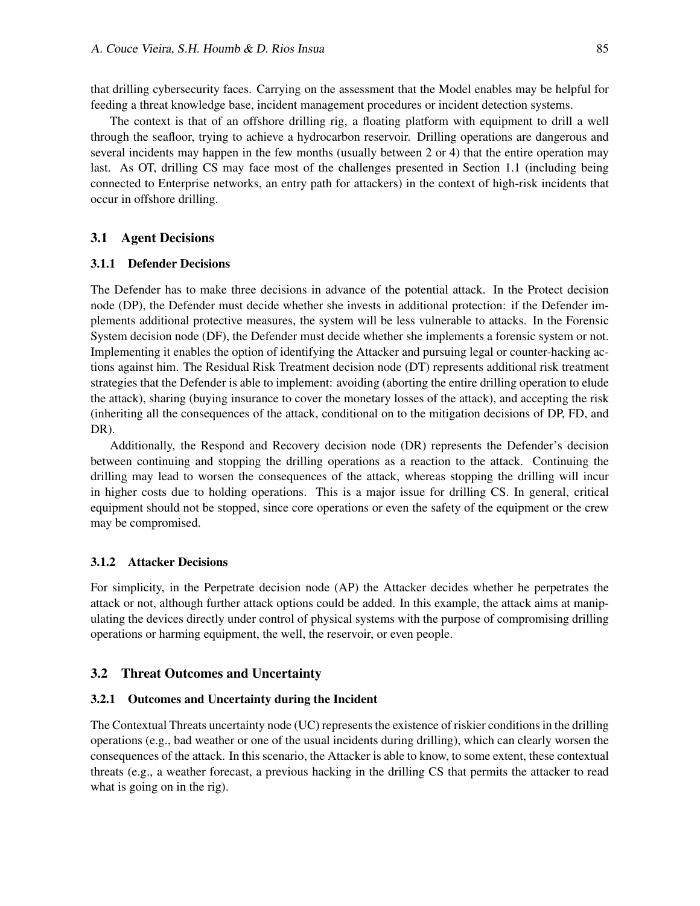that drilling cybersecurity faces. Carrying on the assessment that the Model enables may be helpful for feeding a threat knowledge base, incident management procedures or incident detection systems.

The context is that of an offshore drilling rig, a floating platform with equipment to drill a well through the seafloor, trying to achieve a hydrocarbon reservoir. Drilling operations are dangerous and several incidents may happen in the few months (usually between 2 or 4) that the entire operation may last. As OT, drilling CS may face most of the challenges presented in Section 1.1 (including being connected to Enterprise networks, an entry path for attackers) in the context of high-risk incidents that occur in offshore drilling.

## 3.1 Agent Decisions

### 3.1.1 Defender Decisions

The Defender has to make three decisions in advance of the potential attack. In the Protect decision node (DP), the Defender must decide whether she invests in additional protection: if the Defender implements additional protective measures, the system will be less vulnerable to attacks. In the Forensic System decision node (DF), the Defender must decide whether she implements a forensic system or not. Implementing it enables the option of identifying the Attacker and pursuing legal or counter-hacking actions against him. The Residual Risk Treatment decision node (DT) represents additional risk treatment strategies that the Defender is able to implement: avoiding (aborting the entire drilling operation to elude the attack), sharing (buying insurance to cover the monetary losses of the attack), and accepting the risk (inheriting all the consequences of the attack, conditional on to the mitigation decisions of DP, FD, and DR).

Additionally, the Respond and Recovery decision node (DR) represents the Defender's decision between continuing and stopping the drilling operations as a reaction to the attack. Continuing the drilling may lead to worsen the consequences of the attack, whereas stopping the drilling will incur in higher costs due to holding operations. This is a major issue for drilling CS. In general, critical equipment should not be stopped, since core operations or even the safety of the equipment or the crew may be compromised.

### 3.1.2 Attacker Decisions

For simplicity, in the Perpetrate decision node (AP) the Attacker decides whether he perpetrates the attack or not, although further attack options could be added. In this example, the attack aims at manipulating the devices directly under control of physical systems with the purpose of compromising drilling operations or harming equipment, the well, the reservoir, or even people.

## 3.2 Threat Outcomes and Uncertainty

### 3.2.1 Outcomes and Uncertainty during the Incident

The Contextual Threats uncertainty node (UC) represents the existence of riskier conditions in the drilling operations (e.g., bad weather or one of the usual incidents during drilling), which can clearly worsen the consequences of the attack. In this scenario, the Attacker is able to know, to some extent, these contextual threats (e.g., a weather forecast, a previous hacking in the drilling CS that permits the attacker to read what is going on in the rig).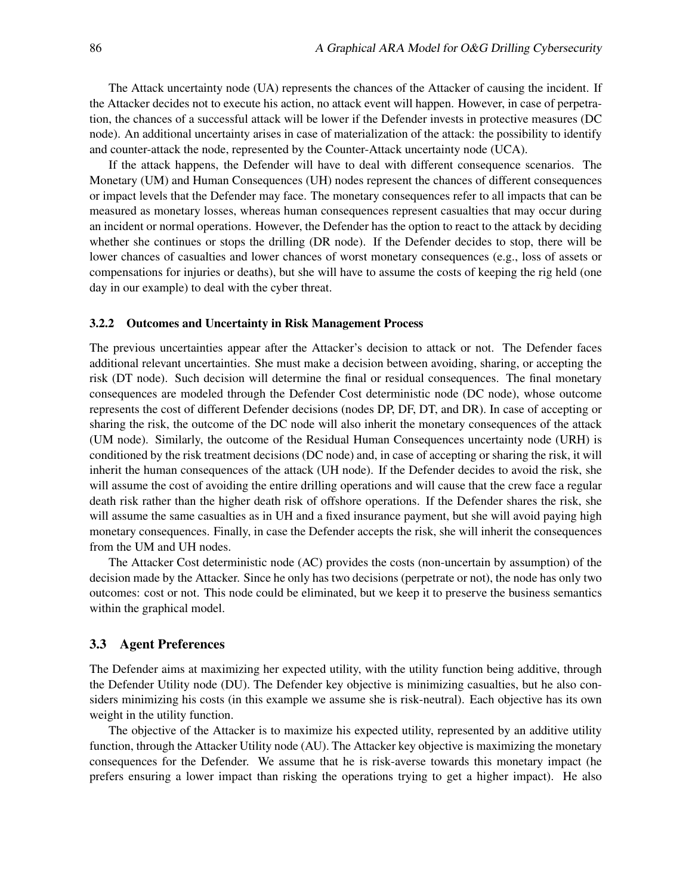The Attack uncertainty node (UA) represents the chances of the Attacker of causing the incident. If the Attacker decides not to execute his action, no attack event will happen. However, in case of perpetration, the chances of a successful attack will be lower if the Defender invests in protective measures (DC node). An additional uncertainty arises in case of materialization of the attack: the possibility to identify and counter-attack the node, represented by the Counter-Attack uncertainty node (UCA).

If the attack happens, the Defender will have to deal with different consequence scenarios. The Monetary (UM) and Human Consequences (UH) nodes represent the chances of different consequences or impact levels that the Defender may face. The monetary consequences refer to all impacts that can be measured as monetary losses, whereas human consequences represent casualties that may occur during an incident or normal operations. However, the Defender has the option to react to the attack by deciding whether she continues or stops the drilling (DR node). If the Defender decides to stop, there will be lower chances of casualties and lower chances of worst monetary consequences (e.g., loss of assets or compensations for injuries or deaths), but she will have to assume the costs of keeping the rig held (one day in our example) to deal with the cyber threat.

### 3.2.2 Outcomes and Uncertainty in Risk Management Process

The previous uncertainties appear after the Attacker's decision to attack or not. The Defender faces additional relevant uncertainties. She must make a decision between avoiding, sharing, or accepting the risk (DT node). Such decision will determine the final or residual consequences. The final monetary consequences are modeled through the Defender Cost deterministic node (DC node), whose outcome represents the cost of different Defender decisions (nodes DP, DF, DT, and DR). In case of accepting or sharing the risk, the outcome of the DC node will also inherit the monetary consequences of the attack (UM node). Similarly, the outcome of the Residual Human Consequences uncertainty node (URH) is conditioned by the risk treatment decisions (DC node) and, in case of accepting or sharing the risk, it will inherit the human consequences of the attack (UH node). If the Defender decides to avoid the risk, she will assume the cost of avoiding the entire drilling operations and will cause that the crew face a regular death risk rather than the higher death risk of offshore operations. If the Defender shares the risk, she will assume the same casualties as in UH and a fixed insurance payment, but she will avoid paying high monetary consequences. Finally, in case the Defender accepts the risk, she will inherit the consequences from the UM and UH nodes.

The Attacker Cost deterministic node (AC) provides the costs (non-uncertain by assumption) of the decision made by the Attacker. Since he only has two decisions (perpetrate or not), the node has only two outcomes: cost or not. This node could be eliminated, but we keep it to preserve the business semantics within the graphical model.

## 3.3 Agent Preferences

The Defender aims at maximizing her expected utility, with the utility function being additive, through the Defender Utility node (DU). The Defender key objective is minimizing casualties, but he also considers minimizing his costs (in this example we assume she is risk-neutral). Each objective has its own weight in the utility function.

The objective of the Attacker is to maximize his expected utility, represented by an additive utility function, through the Attacker Utility node (AU). The Attacker key objective is maximizing the monetary consequences for the Defender. We assume that he is risk-averse towards this monetary impact (he prefers ensuring a lower impact than risking the operations trying to get a higher impact). He also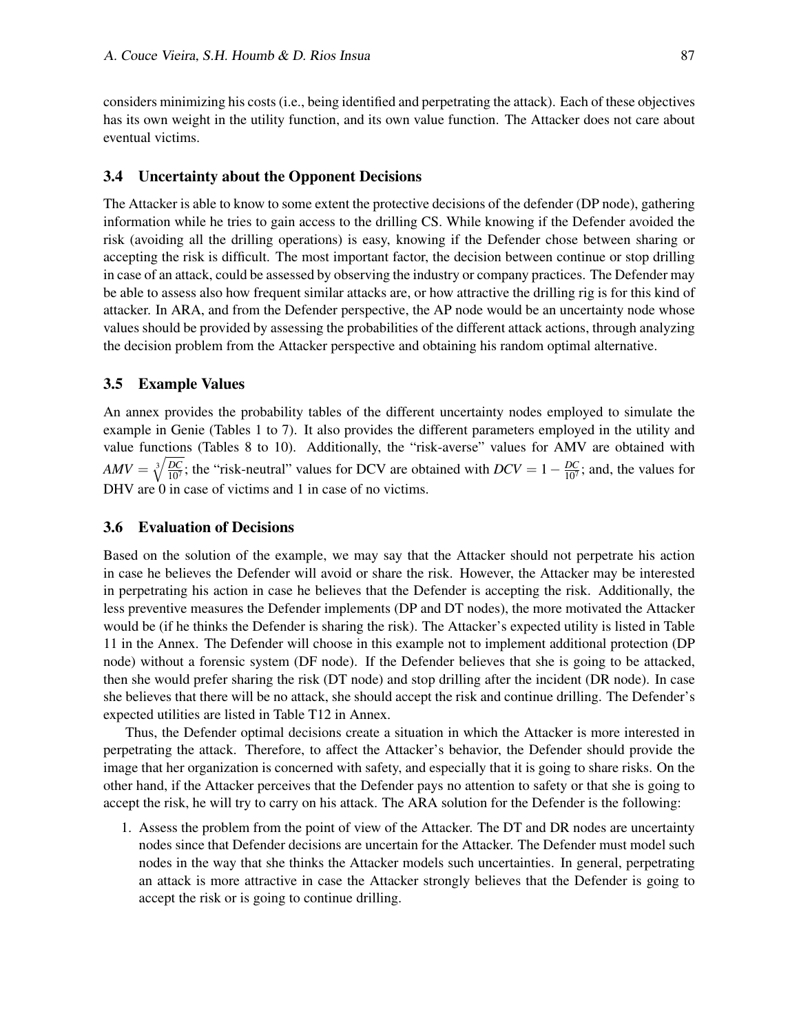considers minimizing his costs (i.e., being identified and perpetrating the attack). Each of these objectives has its own weight in the utility function, and its own value function. The Attacker does not care about eventual victims.

### 3.4 Uncertainty about the Opponent Decisions

The Attacker is able to know to some extent the protective decisions of the defender (DP node), gathering information while he tries to gain access to the drilling CS. While knowing if the Defender avoided the risk (avoiding all the drilling operations) is easy, knowing if the Defender chose between sharing or accepting the risk is difficult. The most important factor, the decision between continue or stop drilling in case of an attack, could be assessed by observing the industry or company practices. The Defender may be able to assess also how frequent similar attacks are, or how attractive the drilling rig is for this kind of attacker. In ARA, and from the Defender perspective, the AP node would be an uncertainty node whose values should be provided by assessing the probabilities of the different attack actions, through analyzing the decision problem from the Attacker perspective and obtaining his random optimal alternative.

### 3.5 Example Values

An annex provides the probability tables of the different uncertainty nodes employed to simulate the example in Genie (Tables 1 to 7). It also provides the different parameters employed in the utility and value functions (Tables 8 to 10). Additionally, the "risk-averse" values for AMV are obtained with $AMV = \sqrt[3]{\frac{DC}{10^7}}$; the "risk-neutral" values for DCV are obtained with $DCV = 1 - \frac{DC}{10^7}$; and, the values for DHV are 0 in case of victims and 1 in case of no victims.

### 3.6 Evaluation of Decisions

Based on the solution of the example, we may say that the Attacker should not perpetrate his action in case he believes the Defender will avoid or share the risk. However, the Attacker may be interested in perpetrating his action in case he believes that the Defender is accepting the risk. Additionally, the less preventive measures the Defender implements (DP and DT nodes), the more motivated the Attacker would be (if he thinks the Defender is sharing the risk). The Attacker's expected utility is listed in Table 11 in the Annex. The Defender will choose in this example not to implement additional protection (DP node) without a forensic system (DF node). If the Defender believes that she is going to be attacked, then she would prefer sharing the risk (DT node) and stop drilling after the incident (DR node). In case she believes that there will be no attack, she should accept the risk and continue drilling. The Defender's expected utilities are listed in Table T12 in Annex.

Thus, the Defender optimal decisions create a situation in which the Attacker is more interested in perpetrating the attack. Therefore, to affect the Attacker's behavior, the Defender should provide the image that her organization is concerned with safety, and especially that it is going to share risks. On the other hand, if the Attacker perceives that the Defender pays no attention to safety or that she is going to accept the risk, he will try to carry on his attack. The ARA solution for the Defender is the following:

1. Assess the problem from the point of view of the Attacker. The DT and DR nodes are uncertainty nodes since that Defender decisions are uncertain for the Attacker. The Defender must model such nodes in the way that she thinks the Attacker models such uncertainties. In general, perpetrating an attack is more attractive in case the Attacker strongly believes that the Defender is going to accept the risk or is going to continue drilling.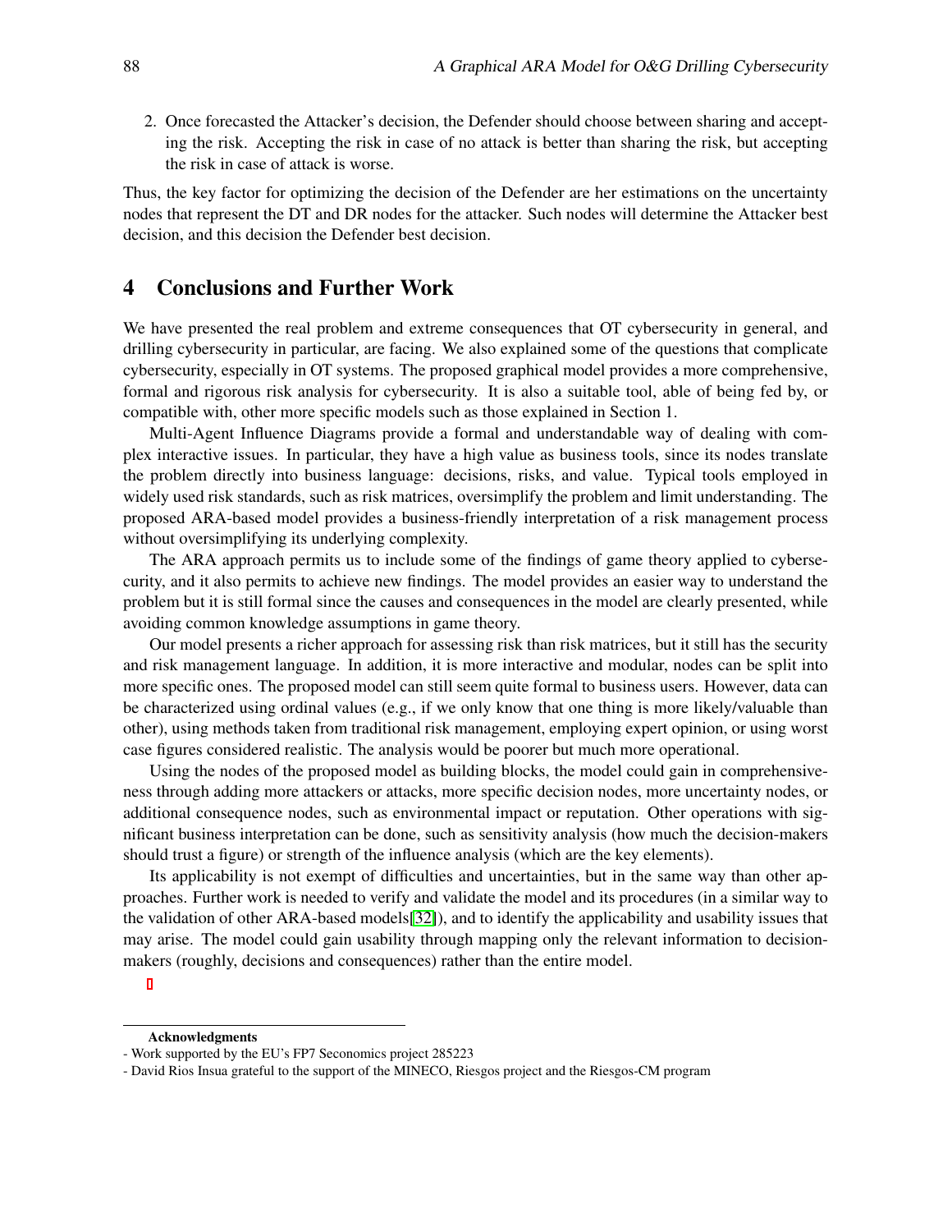2. Once forecasted the Attacker's decision, the Defender should choose between sharing and accepting the risk. Accepting the risk in case of no attack is better than sharing the risk, but accepting the risk in case of attack is worse.

Thus, the key factor for optimizing the decision of the Defender are her estimations on the uncertainty nodes that represent the DT and DR nodes for the attacker. Such nodes will determine the Attacker best decision, and this decision the Defender best decision.

## 4 Conclusions and Further Work

We have presented the real problem and extreme consequences that OT cybersecurity in general, and drilling cybersecurity in particular, are facing. We also explained some of the questions that complicate cybersecurity, especially in OT systems. The proposed graphical model provides a more comprehensive, formal and rigorous risk analysis for cybersecurity. It is also a suitable tool, able of being fed by, or compatible with, other more specific models such as those explained in Section 1.

Multi-Agent Influence Diagrams provide a formal and understandable way of dealing with complex interactive issues. In particular, they have a high value as business tools, since its nodes translate the problem directly into business language: decisions, risks, and value. Typical tools employed in widely used risk standards, such as risk matrices, oversimplify the problem and limit understanding. The proposed ARA-based model provides a business-friendly interpretation of a risk management process without oversimplifying its underlying complexity.

The ARA approach permits us to include some of the findings of game theory applied to cybersecurity, and it also permits to achieve new findings. The model provides an easier way to understand the problem but it is still formal since the causes and consequences in the model are clearly presented, while avoiding common knowledge assumptions in game theory.

Our model presents a richer approach for assessing risk than risk matrices, but it still has the security and risk management language. In addition, it is more interactive and modular, nodes can be split into more specific ones. The proposed model can still seem quite formal to business users. However, data can be characterized using ordinal values (e.g., if we only know that one thing is more likely/valuable than other), using methods taken from traditional risk management, employing expert opinion, or using worst case figures considered realistic. The analysis would be poorer but much more operational.

Using the nodes of the proposed model as building blocks, the model could gain in comprehensiveness through adding more attackers or attacks, more specific decision nodes, more uncertainty nodes, or additional consequence nodes, such as environmental impact or reputation. Other operations with significant business interpretation can be done, such as sensitivity analysis (how much the decision-makers should trust a figure) or strength of the influence analysis (which are the key elements).

Its applicability is not exempt of difficulties and uncertainties, but in the same way than other approaches. Further work is needed to verify and validate the model and its procedures (in a similar way to the validation of other ARA-based models[32]), and to identify the applicability and usability issues that may arise. The model could gain usability through mapping only the relevant information to decision-makers (roughly, decisions and consequences) rather than the entire model.

**Acknowledgments**

- Work supported by the EU's FP7 Seconomics project 285223
- David Rios Insua grateful to the support of the MINECO, Riesgos project and the Riesgos-CM program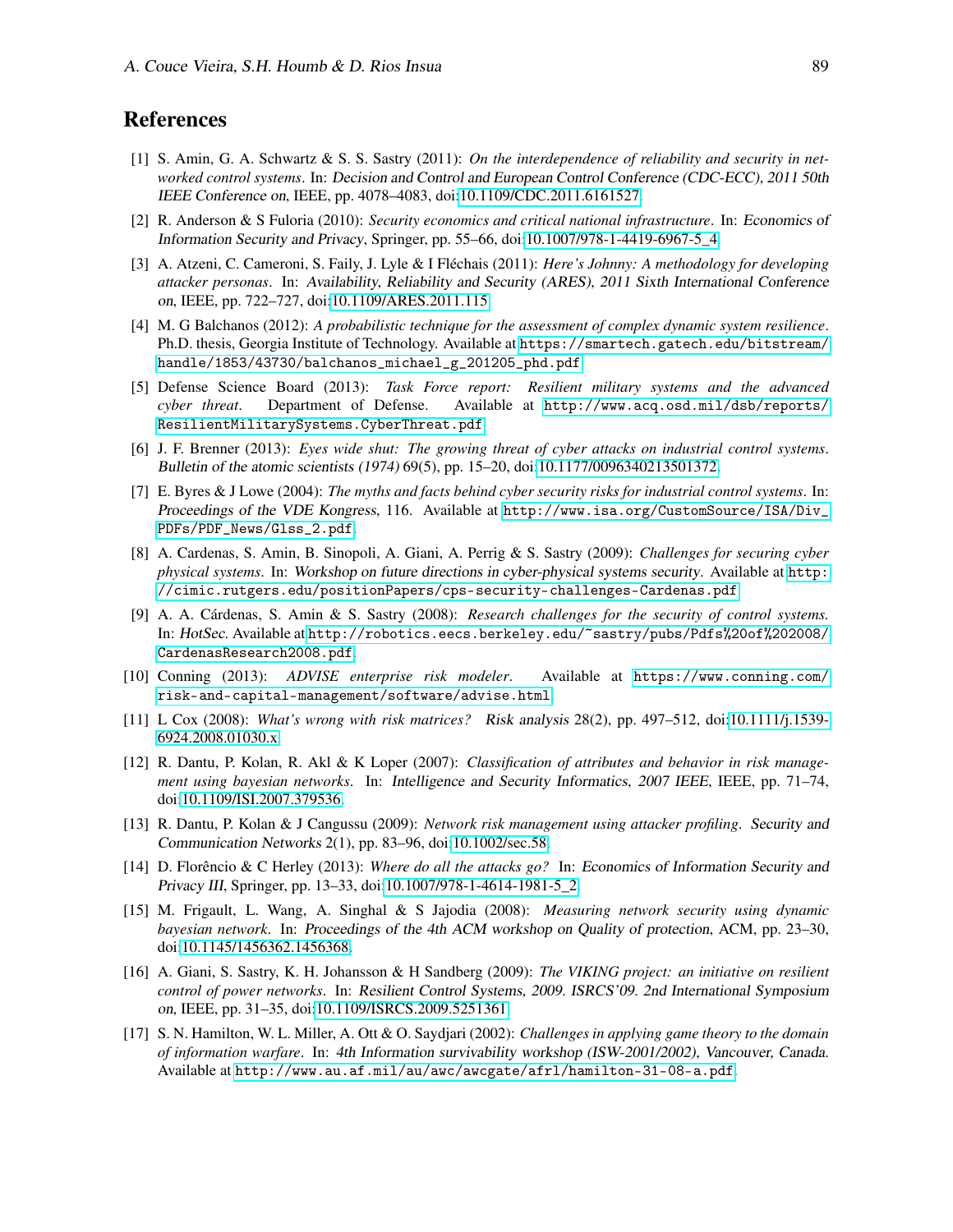# References

[1] S. Amin, G. A. Schwartz & S. S. Sastry (2011): *On the interdependence of reliability and security in networked control systems*. In: Decision and Control and European Control Conference (CDC-ECC), 2011 50th IEEE Conference on, IEEE, pp. 4078–4083, doi:10.1109/CDC.2011.6161527.

[2] R. Anderson & S Fuloria (2010): *Security economics and critical national infrastructure*. In: Economics of Information Security and Privacy, Springer, pp. 55–66, doi:10.1007/978-1-4419-6967-5_4.

[3] A. Atzeni, C. Cameroni, S. Faily, J. Lyle & I Fléchais (2011): *Here's Johnny: A methodology for developing attacker personas*. In: Availability, Reliability and Security (ARES), 2011 Sixth International Conference on, IEEE, pp. 722–727, doi:10.1109/ARES.2011.115.

[4] M. G Balchanos (2012): *A probabilistic technique for the assessment of complex dynamic system resilience*. Ph.D. thesis, Georgia Institute of Technology. Available at `https://smartech.gatech.edu/bitstream/handle/1853/43730/balchanos_michael_g_201205_phd.pdf`.

[5] Defense Science Board (2013): *Task Force report: Resilient military systems and the advanced cyber threat*. Department of Defense. Available at `http://www.acq.osd.mil/dsb/reports/ResilientMilitarySystems.CyberThreat.pdf`.

[6] J. F. Brenner (2013): *Eyes wide shut: The growing threat of cyber attacks on industrial control systems*. Bulletin of the atomic scientists (1974) 69(5), pp. 15–20, doi:10.1177/0096340213501372.

[7] E. Byres & J Lowe (2004): *The myths and facts behind cyber security risks for industrial control systems*. In: Proceedings of the VDE Kongress, 116. Available at `http://www.isa.org/CustomSource/ISA/Div_PDFs/PDF_News/Glss_2.pdf`.

[8] A. Cardenas, S. Amin, B. Sinopoli, A. Giani, A. Perrig & S. Sastry (2009): *Challenges for securing cyber physical systems*. In: Workshop on future directions in cyber-physical systems security. Available at `http://cimic.rutgers.edu/positionPapers/cps-security-challenges-Cardenas.pdf`.

[9] A. A. Cárdenas, S. Amin & S. Sastry (2008): *Research challenges for the security of control systems.* In: HotSec. Available at `http://robotics.eecs.berkeley.edu/~sastry/pubs/Pdfs%20of%202008/CardenasResearch2008.pdf`.

[10] Conning (2013): *ADVISE enterprise risk modeler*. Available at `https://www.conning.com/risk-and-capital-management/software/advise.html`.

[11] L Cox (2008): *What's wrong with risk matrices?* Risk analysis 28(2), pp. 497–512, doi:10.1111/j.1539-6924.2008.01030.x.

[12] R. Dantu, P. Kolan, R. Akl & K Loper (2007): *Classification of attributes and behavior in risk management using bayesian networks*. In: Intelligence and Security Informatics, 2007 IEEE, IEEE, pp. 71–74, doi:10.1109/ISI.2007.379536.

[13] R. Dantu, P. Kolan & J Cangussu (2009): *Network risk management using attacker profiling*. Security and Communication Networks 2(1), pp. 83–96, doi:10.1002/sec.58.

[14] D. Florêncio & C Herley (2013): *Where do all the attacks go?* In: Economics of Information Security and Privacy III, Springer, pp. 13–33, doi:10.1007/978-1-4614-1981-5_2.

[15] M. Frigault, L. Wang, A. Singhal & S Jajodia (2008): *Measuring network security using dynamic bayesian network*. In: Proceedings of the 4th ACM workshop on Quality of protection, ACM, pp. 23–30, doi:10.1145/1456362.1456368.

[16] A. Giani, S. Sastry, K. H. Johansson & H Sandberg (2009): *The VIKING project: an initiative on resilient control of power networks*. In: Resilient Control Systems, 2009. ISRCS'09. 2nd International Symposium on, IEEE, pp. 31–35, doi:10.1109/ISRCS.2009.5251361.

[17] S. N. Hamilton, W. L. Miller, A. Ott & O. Saydjari (2002): *Challenges in applying game theory to the domain of information warfare*. In: 4th Information survivability workshop (ISW-2001/2002), Vancouver, Canada. Available at `http://www.au.af.mil/au/awc/awcgate/afrl/hamilton-31-08-a.pdf`.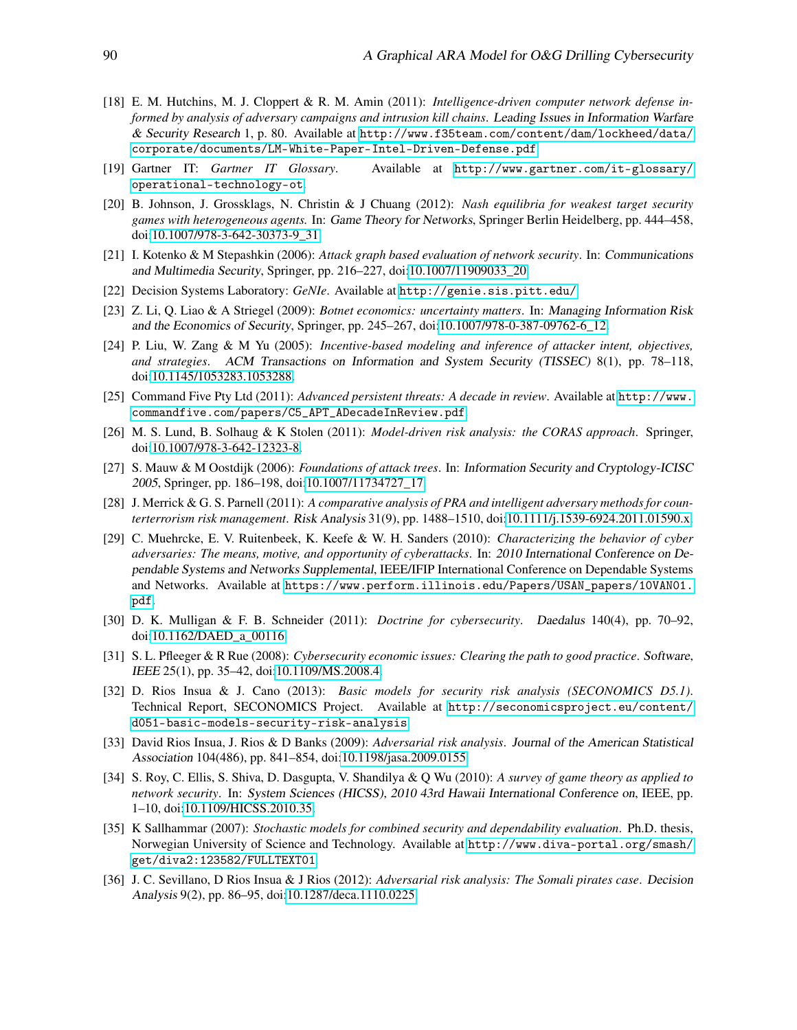[18] E. M. Hutchins, M. J. Cloppert & R. M. Amin (2011): *Intelligence-driven computer network defense informed by analysis of adversary campaigns and intrusion kill chains*. Leading Issues in Information Warfare & Security Research 1, p. 80. Available at http://www.f35team.com/content/dam/lockheed/data/corporate/documents/LM-White-Paper-Intel-Driven-Defense.pdf.

[19] Gartner IT: *Gartner IT Glossary*. Available at http://www.gartner.com/it-glossary/operational-technology-ot.

[20] B. Johnson, J. Grossklags, N. Christin & J Chuang (2012): *Nash equilibria for weakest target security games with heterogeneous agents.* In: Game Theory for Networks, Springer Berlin Heidelberg, pp. 444–458, doi:10.1007/978-3-642-30373-9_31.

[21] I. Kotenko & M Stepashkin (2006): *Attack graph based evaluation of network security*. In: Communications and Multimedia Security, Springer, pp. 216–227, doi:10.1007/11909033_20.

[22] Decision Systems Laboratory: *GeNIe*. Available at http://genie.sis.pitt.edu/.

[23] Z. Li, Q. Liao & A Striegel (2009): *Botnet economics: uncertainty matters*. In: Managing Information Risk and the Economics of Security, Springer, pp. 245–267, doi:10.1007/978-0-387-09762-6_12.

[24] P. Liu, W. Zang & M Yu (2005): *Incentive-based modeling and inference of attacker intent, objectives, and strategies*. ACM Transactions on Information and System Security (TISSEC) 8(1), pp. 78–118, doi:10.1145/1053283.1053288.

[25] Command Five Pty Ltd (2011): *Advanced persistent threats: A decade in review*. Available at http://www.commandfive.com/papers/C5_APT_ADecadeInReview.pdf.

[26] M. S. Lund, B. Solhaug & K Stolen (2011): *Model-driven risk analysis: the CORAS approach*. Springer, doi:10.1007/978-3-642-12323-8.

[27] S. Mauw & M Oostdijk (2006): *Foundations of attack trees*. In: Information Security and Cryptology-ICISC 2005, Springer, pp. 186–198, doi:10.1007/11734727_17.

[28] J. Merrick & G. S. Parnell (2011): *A comparative analysis of PRA and intelligent adversary methods for counterterrorism risk management*. Risk Analysis 31(9), pp. 1488–1510, doi:10.1111/j.1539-6924.2011.01590.x.

[29] C. Muehrcke, E. V. Ruitenbeek, K. Keefe & W. H. Sanders (2010): *Characterizing the behavior of cyber adversaries: The means, motive, and opportunity of cyberattacks*. In: 2010 International Conference on Dependable Systems and Networks Supplemental, IEEE/IFIP International Conference on Dependable Systems and Networks. Available at https://www.perform.illinois.edu/Papers/USAN_papers/10VAN01.pdf.

[30] D. K. Mulligan & F. B. Schneider (2011): *Doctrine for cybersecurity*. Daedalus 140(4), pp. 70–92, doi:10.1162/DAED_a_00116.

[31] S. L. Pfleeger & R Rue (2008): *Cybersecurity economic issues: Clearing the path to good practice*. Software, IEEE 25(1), pp. 35–42, doi:10.1109/MS.2008.4.

[32] D. Rios Insua & J. Cano (2013): *Basic models for security risk analysis (SECONOMICS D5.1)*. Technical Report, SECONOMICS Project. Available at http://seconomicsproject.eu/content/d051-basic-models-security-risk-analysis.

[33] David Rios Insua, J. Rios & D Banks (2009): *Adversarial risk analysis*. Journal of the American Statistical Association 104(486), pp. 841–854, doi:10.1198/jasa.2009.0155.

[34] S. Roy, C. Ellis, S. Shiva, D. Dasgupta, V. Shandilya & Q Wu (2010): *A survey of game theory as applied to network security*. In: System Sciences (HICSS), 2010 43rd Hawaii International Conference on, IEEE, pp. 1–10, doi:10.1109/HICSS.2010.35.

[35] K Sallhammar (2007): *Stochastic models for combined security and dependability evaluation*. Ph.D. thesis, Norwegian University of Science and Technology. Available at http://www.diva-portal.org/smash/get/diva2:123582/FULLTEXT01.

[36] J. C. Sevillano, D Rios Insua & J Rios (2012): *Adversarial risk analysis: The Somali pirates case*. Decision Analysis 9(2), pp. 86–95, doi:10.1287/deca.1110.0225.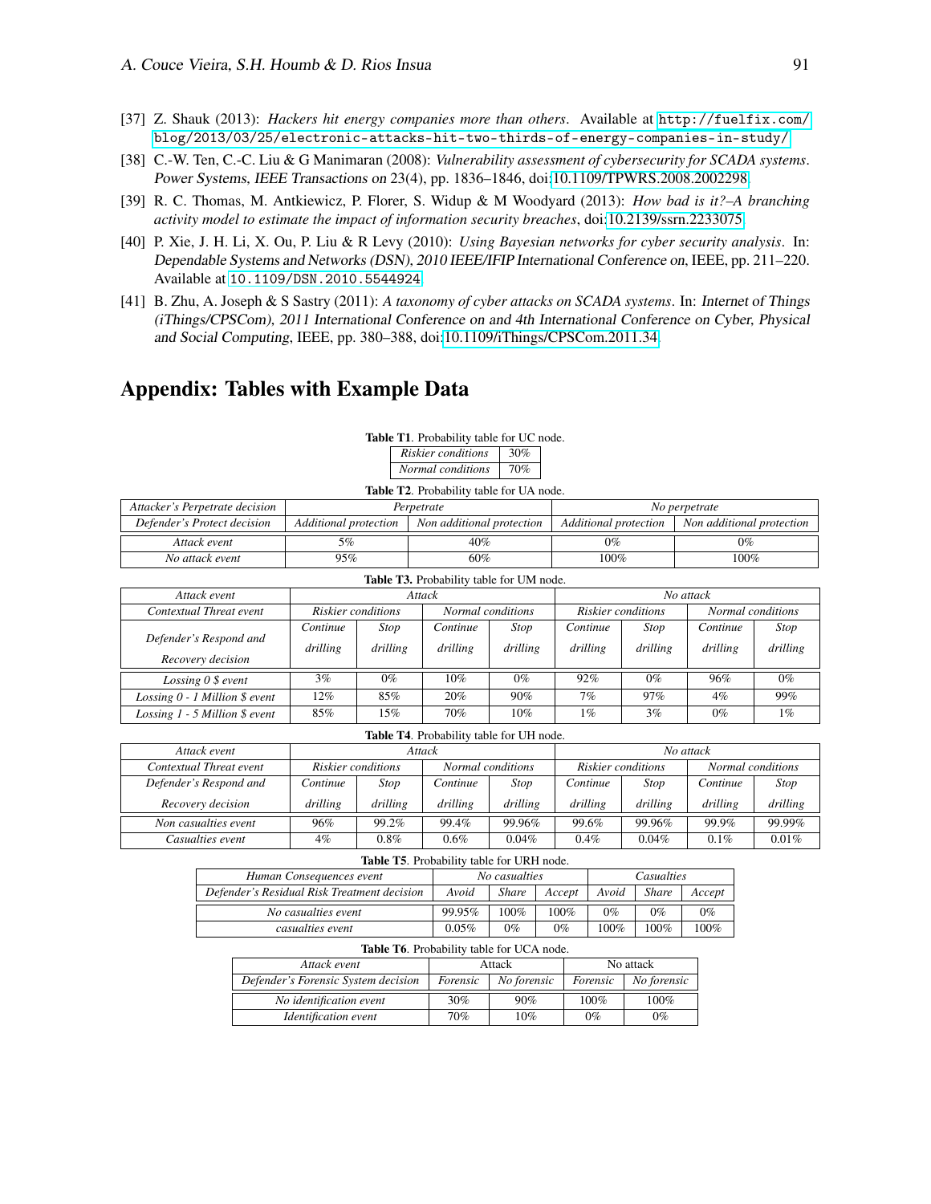[37] Z. Shauk (2013): *Hackers hit energy companies more than others*. Available at http://fuelfix.com/blog/2013/03/25/electronic-attacks-hit-two-thirds-of-energy-companies-in-study/.

[38] C.-W. Ten, C.-C. Liu & G Manimaran (2008): *Vulnerability assessment of cybersecurity for SCADA systems*. Power Systems, IEEE Transactions on 23(4), pp. 1836–1846, doi:10.1109/TPWRS.2008.2002298.

[39] R. C. Thomas, M. Antkiewicz, P. Florer, S. Widup & M Woodyard (2013): *How bad is it?–A branching activity model to estimate the impact of information security breaches*, doi:10.2139/ssrn.2233075.

[40] P. Xie, J. H. Li, X. Ou, P. Liu & R Levy (2010): *Using Bayesian networks for cyber security analysis*. In: Dependable Systems and Networks (DSN), 2010 IEEE/IFIP International Conference on, IEEE, pp. 211–220. Available at 10.1109/DSN.2010.5544924.

[41] B. Zhu, A. Joseph & S Sastry (2011): *A taxonomy of cyber attacks on SCADA systems*. In: Internet of Things (iThings/CPSCom), 2011 International Conference on and 4th International Conference on Cyber, Physical and Social Computing, IEEE, pp. 380–388, doi:10.1109/iThings/CPSCom.2011.34.

# Appendix: Tables with Example Data

**Table T1**. Probability table for UC node.

| | |
|---|---|
| *Riskier conditions* | 30% |
| *Normal conditions* | 70% |

**Table T2**. Probability table for UA node.

| *Attacker's Perpetrate decision* | *Perpetrate* | | *No perpetrate* | |
|---|---|---|---|---|
| *Defender's Protect decision* | *Additional protection* | *Non additional protection* | *Additional protection* | *Non additional protection* |
| *Attack event* | 5% | 40% | 0% | 0% |
| *No attack event* | 95% | 60% | 100% | 100% |

**Table T3.** Probability table for UM node.

| *Attack event* | *Attack* | | | | *No attack* | | | |
|---|---|---|---|---|---|---|---|---|
| *Contextual Threat event* | *Riskier conditions* | | *Normal conditions* | | *Riskier conditions* | | *Normal conditions* | |
| *Defender's Respond and Recovery decision* | *Continue drilling* | *Stop drilling* | *Continue drilling* | *Stop drilling* | *Continue drilling* | *Stop drilling* | *Continue drilling* | *Stop drilling* |
| *Lossing 0 \$ event* | 3% | 0% | 10% | 0% | 92% | 0% | 96% | 0% |
| *Lossing 0 - 1 Million \$ event* | 12% | 85% | 20% | 90% | 7% | 97% | 4% | 99% |
| *Lossing 1 - 5 Million \$ event* | 85% | 15% | 70% | 10% | 1% | 3% | 0% | 1% |

**Table T4**. Probability table for UH node.

| *Attack event* | *Attack* | | | | *No attack* | | | |
|---|---|---|---|---|---|---|---|---|
| *Contextual Threat event* | *Riskier conditions* | | *Normal conditions* | | *Riskier conditions* | | *Normal conditions* | |
| *Defender's Respond and Recovery decision* | *Continue drilling* | *Stop drilling* | *Continue drilling* | *Stop drilling* | *Continue drilling* | *Stop drilling* | *Continue drilling* | *Stop drilling* |
| *Non casualties event* | 96% | 99.2% | 99.4% | 99.96% | 99.6% | 99.96% | 99.9% | 99.99% |
| *Casualties event* | 4% | 0.8% | 0.6% | 0.04% | 0.4% | 0.04% | 0.1% | 0.01% |

**Table T5**. Probability table for URH node.

| *Human Consequences event* | *No casualties* | | | *Casualties* | | |
|---|---|---|---|---|---|---|
| *Defender's Residual Risk Treatment decision* | *Avoid* | *Share* | *Accept* | *Avoid* | *Share* | *Accept* |
| *No casualties event* | 99.95% | 100% | 100% | 0% | 0% | 0% |
| *casualties event* | 0.05% | 0% | 0% | 100% | 100% | 100% |

**Table T6**. Probability table for UCA node.

| *Attack event* | Attack | | No attack | |
|---|---|---|---|---|
| *Defender's Forensic System decision* | *Forensic* | *No forensic* | *Forensic* | *No forensic* |
| *No identification event* | 30% | 90% | 100% | 100% |
| *Identification event* | 70% | 10% | 0% | 0% |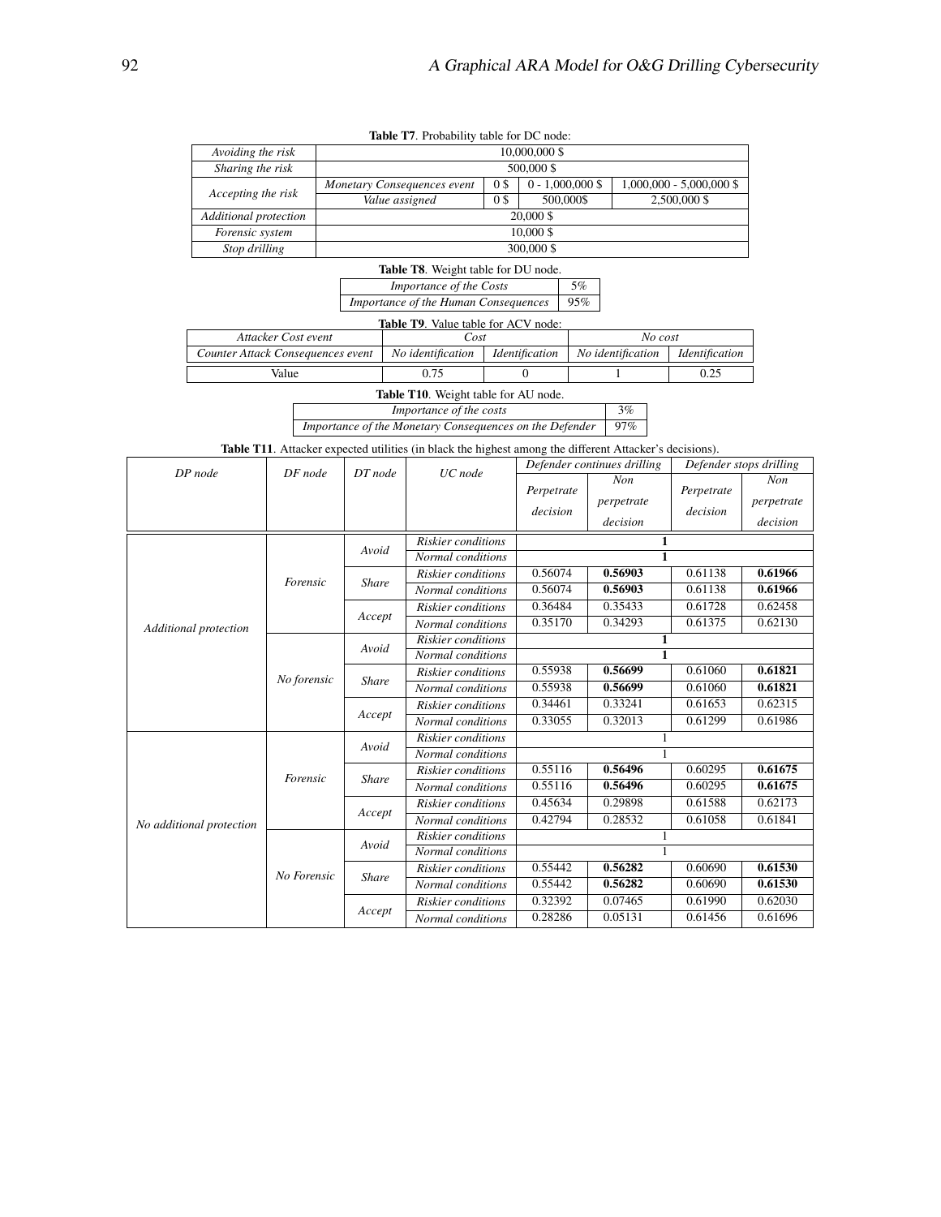**Table T7**. Probability table for DC node:

| | | | | |
|---|---|---|---|---|
| *Avoiding the risk* | 10,000,000 $ | | | |
| *Sharing the risk* | 500,000 $ | | | |
| *Accepting the risk* | *Monetary Consequences event* | 0 $ | 0 - 1,000,000 $ | 1,000,000 - 5,000,000 $ |
| | *Value assigned* | 0 $ | 500,000$ | 2,500,000 $ |
| *Additional protection* | 20,000 $ | | | |
| *Forensic system* | 10,000 $ | | | |
| *Stop drilling* | 300,000 $ | | | |

**Table T8**. Weight table for DU node.

| | |
|---|---|
| *Importance of the Costs* | 5% |
| *Importance of the Human Consequences* | 95% |

**Table T9**. Value table for ACV node:

| *Attacker Cost event* | *Cost* | | *No cost* | |
|---|---|---|---|---|
| *Counter Attack Consequences event* | *No identification* | *Identification* | *No identification* | *Identification* |
| Value | 0.75 | 0 | 1 | 0.25 |

**Table T10**. Weight table for AU node.

| | |
|---|---|
| *Importance of the costs* | 3% |
| *Importance of the Monetary Consequences on the Defender* | 97% |

**Table T11**. Attacker expected utilities (in black the highest among the different Attacker's decisions).

| *DP node* | *DF node* | *DT node* | *UC node* | *Defender continues drilling* | | *Defender stops drilling* | |
|---|---|---|---|---|---|---|---|
| | | | | *Perpetrate decision* | *Non perpetrate decision* | *Perpetrate decision* | *Non perpetrate decision* |
| *Additional protection* | *Forensic* | *Avoid* | *Riskier conditions* | **1** | | | |
| | | | *Normal conditions* | **1** | | | |
| | | *Share* | *Riskier conditions* | 0.56074 | **0.56903** | 0.61138 | **0.61966** |
| | | | *Normal conditions* | 0.56074 | **0.56903** | 0.61138 | **0.61966** |
| | | *Accept* | *Riskier conditions* | 0.36484 | 0.35433 | 0.61728 | 0.62458 |
| | | | *Normal conditions* | 0.35170 | 0.34293 | 0.61375 | 0.62130 |
| | *No forensic* | *Avoid* | *Riskier conditions* | **1** | | | |
| | | | *Normal conditions* | **1** | | | |
| | | *Share* | *Riskier conditions* | 0.55938 | **0.56699** | 0.61060 | **0.61821** |
| | | | *Normal conditions* | 0.55938 | **0.56699** | 0.61060 | **0.61821** |
| | | *Accept* | *Riskier conditions* | 0.34461 | 0.33241 | 0.61653 | 0.62315 |
| | | | *Normal conditions* | 0.33055 | 0.32013 | 0.61299 | 0.61986 |
| *No additional protection* | *Forensic* | *Avoid* | *Riskier conditions* | 1 | | | |
| | | | *Normal conditions* | 1 | | | |
| | | *Share* | *Riskier conditions* | 0.55116 | **0.56496** | 0.60295 | **0.61675** |
| | | | *Normal conditions* | 0.55116 | **0.56496** | 0.60295 | **0.61675** |
| | | *Accept* | *Riskier conditions* | 0.45634 | 0.29898 | 0.61588 | 0.62173 |
| | | | *Normal conditions* | 0.42794 | 0.28532 | 0.61058 | 0.61841 |
| | *No Forensic* | *Avoid* | *Riskier conditions* | 1 | | | |
| | | | *Normal conditions* | 1 | | | |
| | | *Share* | *Riskier conditions* | 0.55442 | **0.56282** | 0.60690 | **0.61530** |
| | | | *Normal conditions* | 0.55442 | **0.56282** | 0.60690 | **0.61530** |
| | | *Accept* | *Riskier conditions* | 0.32392 | 0.07465 | 0.61990 | 0.62030 |
| | | | *Normal conditions* | 0.28286 | 0.05131 | 0.61456 | 0.61696 |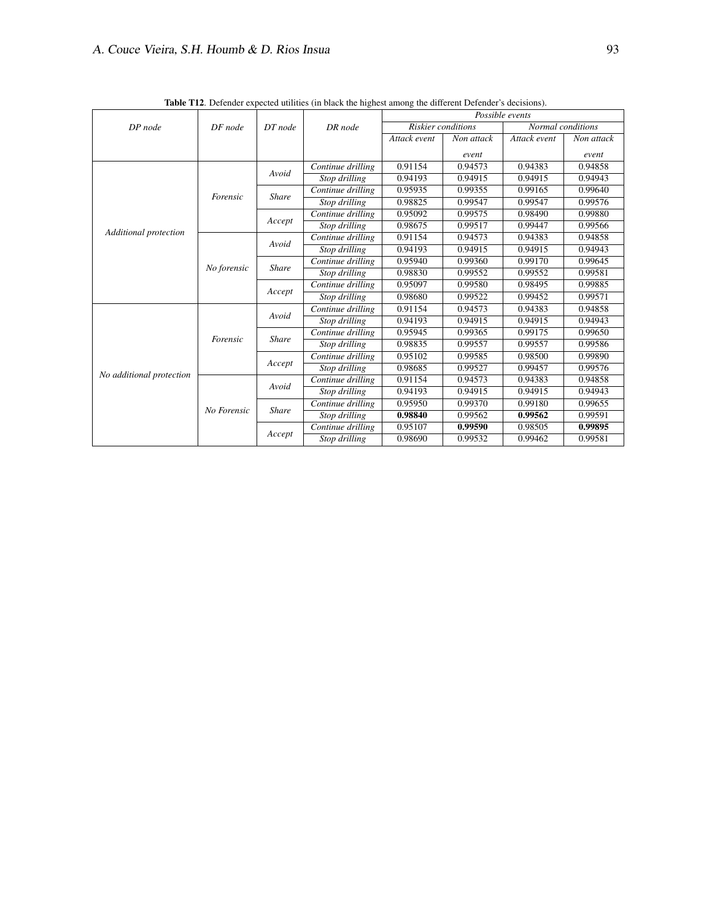**Table T12**. Defender expected utilities (in black the highest among the different Defender's decisions).

| *DP node* | *DF node* | *DT node* | *DR node* | *Possible events* | | | |
|---|---|---|---|---|---|---|---|
| | | | | *Riskier conditions* | | *Normal conditions* | |
| | | | | *Attack event* | *Non attack event* | *Attack event* | *Non attack event* |
| *Additional protection* | *Forensic* | *Avoid* | *Continue drilling* | 0.91154 | 0.94573 | 0.94383 | 0.94858 |
| | | | *Stop drilling* | 0.94193 | 0.94915 | 0.94915 | 0.94943 |
| | | *Share* | *Continue drilling* | 0.95935 | 0.99355 | 0.99165 | 0.99640 |
| | | | *Stop drilling* | 0.98825 | 0.99547 | 0.99547 | 0.99576 |
| | | *Accept* | *Continue drilling* | 0.95092 | 0.99575 | 0.98490 | 0.99880 |
| | | | *Stop drilling* | 0.98675 | 0.99517 | 0.99447 | 0.99566 |
| | *No forensic* | *Avoid* | *Continue drilling* | 0.91154 | 0.94573 | 0.94383 | 0.94858 |
| | | | *Stop drilling* | 0.94193 | 0.94915 | 0.94915 | 0.94943 |
| | | *Share* | *Continue drilling* | 0.95940 | 0.99360 | 0.99170 | 0.99645 |
| | | | *Stop drilling* | 0.98830 | 0.99552 | 0.99552 | 0.99581 |
| | | *Accept* | *Continue drilling* | 0.95097 | 0.99580 | 0.98495 | 0.99885 |
| | | | *Stop drilling* | 0.98680 | 0.99522 | 0.99452 | 0.99571 |
| *No additional protection* | *Forensic* | *Avoid* | *Continue drilling* | 0.91154 | 0.94573 | 0.94383 | 0.94858 |
| | | | *Stop drilling* | 0.94193 | 0.94915 | 0.94915 | 0.94943 |
| | | *Share* | *Continue drilling* | 0.95945 | 0.99365 | 0.99175 | 0.99650 |
| | | | *Stop drilling* | 0.98835 | 0.99557 | 0.99557 | 0.99586 |
| | | *Accept* | *Continue drilling* | 0.95102 | 0.99585 | 0.98500 | 0.99890 |
| | | | *Stop drilling* | 0.98685 | 0.99527 | 0.99457 | 0.99576 |
| | *No Forensic* | *Avoid* | *Continue drilling* | 0.91154 | 0.94573 | 0.94383 | 0.94858 |
| | | | *Stop drilling* | 0.94193 | 0.94915 | 0.94915 | 0.94943 |
| | | *Share* | *Continue drilling* | 0.95950 | 0.99370 | 0.99180 | 0.99655 |
| | | | *Stop drilling* | **0.98840** | 0.99562 | **0.99562** | 0.99591 |
| | | *Accept* | *Continue drilling* | 0.95107 | **0.99590** | 0.98505 | **0.99895** |
| | | | *Stop drilling* | 0.98690 | 0.99532 | 0.99462 | 0.99581 |